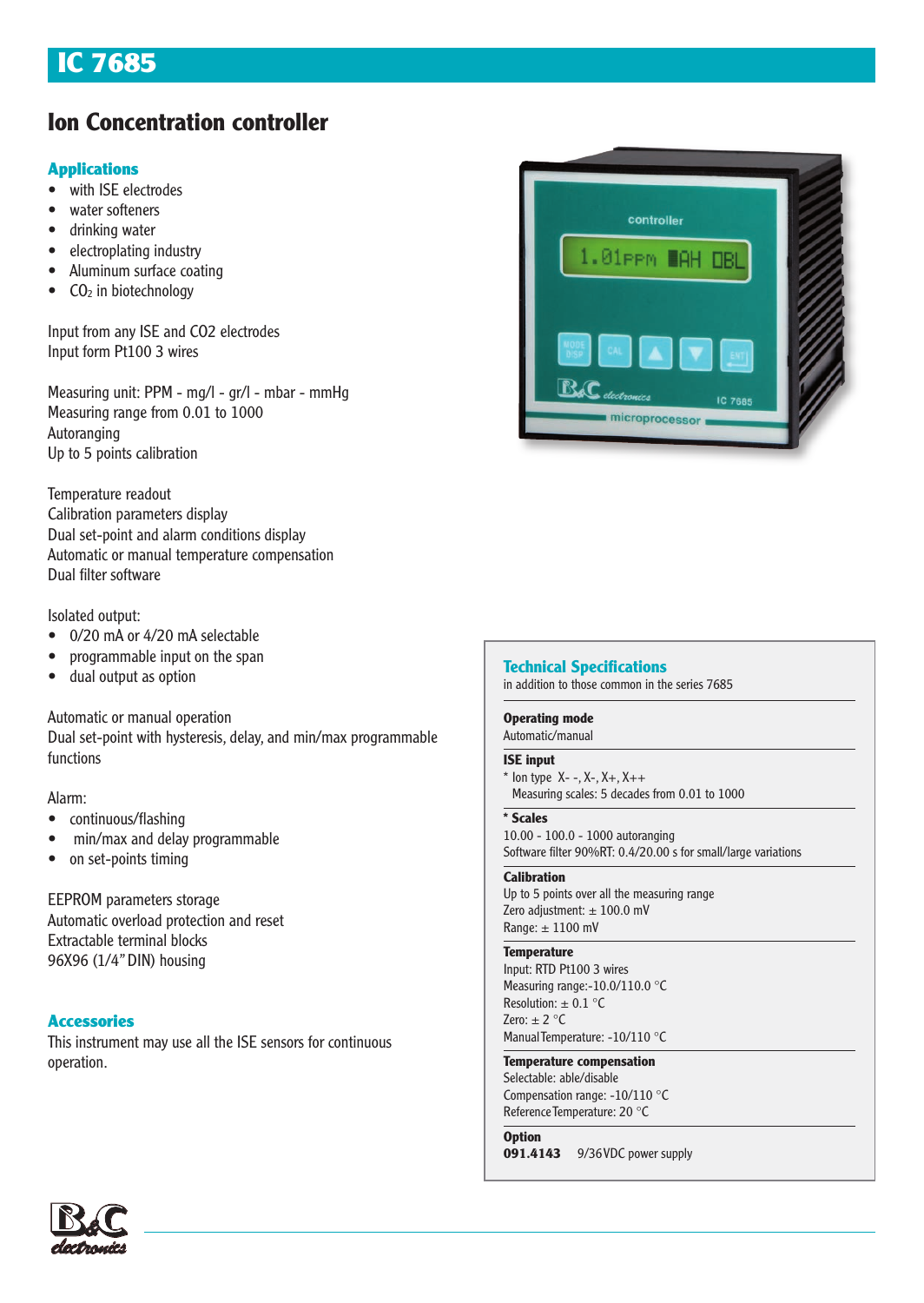# IC 7685

## Ion Concentration controller

### Applications

- with ISE electrodes
- water softeners
- drinking water
- electroplating industry
- Aluminum surface coating
- $CO_2$ in biotechnology

Input from any ISE and CO2 electrodes
Input form Pt100 3 wires

Measuring unit: PPM - mg/l - gr/l - mbar - mmHg
Measuring range from 0.01 to 1000
Autoranging
Up to 5 points calibration

Temperature readout
Calibration parameters display
Dual set-point and alarm conditions display
Automatic or manual temperature compensation
Dual filter software

Isolated output:

- 0/20 mA or 4/20 mA selectable
- programmable input on the span
- dual output as option

Automatic or manual operation
Dual set-point with hysteresis, delay, and min/max programmable functions

Alarm:

- continuous/flashing
- min/max and delay programmable
- on set-points timing

EEPROM parameters storage
Automatic overload protection and reset
Extractable terminal blocks
96X96 (1/4" DIN) housing

### Accessories

This instrument may use all the ISE sensors for continuous operation.

### Technical Specifications

in addition to those common in the series 7685

**Operating mode**
Automatic/manual

**ISE input**
* Ion type X- -, X-, X+, X++
Measuring scales: 5 decades from 0.01 to 1000

*** Scales**
10.00 - 100.0 - 1000 autoranging
Software filter 90%RT: 0.4/20.00 s for small/large variations

**Calibration**
Up to 5 points over all the measuring range
Zero adjustment: ± 100.0 mV
Range: ± 1100 mV

**Temperature**
Input: RTD Pt100 3 wires
Measuring range:-10.0/110.0 °C
Resolution: ± 0.1 °C
Zero: ± 2 °C
Manual Temperature: -10/110 °C

**Temperature compensation**
Selectable: able/disable
Compensation range: -10/110 °C
Reference Temperature: 20 °C

**Option**
**091.4143** 9/36VDC power supply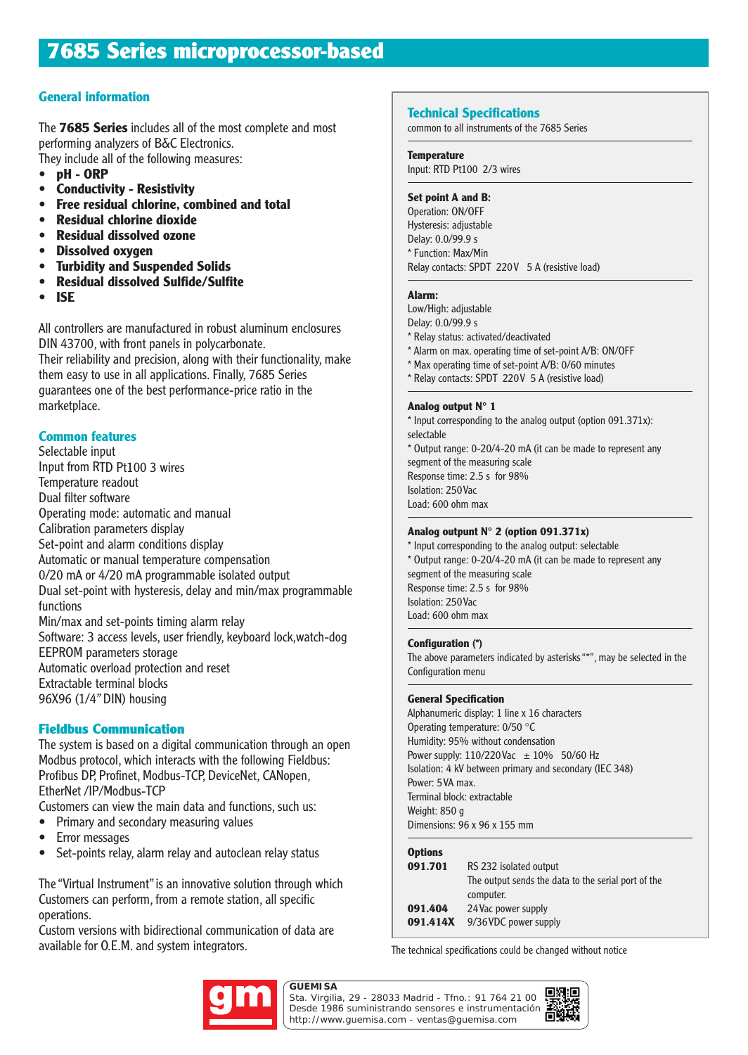# 7685 Series microprocessor-based

## General information

The **7685 Series** includes all of the most complete and most performing analyzers of B&C Electronics.
They include all of the following measures:

- **pH - ORP**
- **Conductivity - Resistivity**
- **Free residual chlorine, combined and total**
- **Residual chlorine dioxide**
- **Residual dissolved ozone**
- **Dissolved oxygen**
- **Turbidity and Suspended Solids**
- **Residual dissolved Sulfide/Sulfite**
- **ISE**

All controllers are manufactured in robust aluminum enclosures DIN 43700, with front panels in polycarbonate.
Their reliability and precision, along with their functionality, make them easy to use in all applications. Finally, 7685 Series guarantees one of the best performance-price ratio in the marketplace.

## Common features

Selectable input
Input from RTD Pt100 3 wires
Temperature readout
Dual filter software
Operating mode: automatic and manual
Calibration parameters display
Set-point and alarm conditions display
Automatic or manual temperature compensation
0/20 mA or 4/20 mA programmable isolated output
Dual set-point with hysteresis, delay and min/max programmable functions
Min/max and set-points timing alarm relay
Software: 3 access levels, user friendly, keyboard lock,watch-dog
EEPROM parameters storage
Automatic overload protection and reset
Extractable terminal blocks
96X96 (1/4" DIN) housing

## Fieldbus Communication

The system is based on a digital communication through an open Modbus protocol, which interacts with the following Fieldbus: Profibus DP, Profinet, Modbus-TCP, DeviceNet, CANopen, EtherNet /IP/Modbus-TCP
Customers can view the main data and functions, such as:

- Primary and secondary measuring values
- Error messages
- Set-points relay, alarm relay and autoclean relay status

The "Virtual Instrument" is an innovative solution through which Customers can perform, from a remote station, all specific operations.
Custom versions with bidirectional communication of data are available for O.E.M. and system integrators.

## Technical Specifications

common to all instruments of the 7685 Series

**Temperature**
Input: RTD Pt100 2/3 wires

**Set point A and B:**
Operation: ON/OFF
Hysteresis: adjustable
Delay: 0.0/99.9 s
* Function: Max/Min
Relay contacts: SPDT 220V 5 A (resistive load)

**Alarm:**
Low/High: adjustable
Delay: 0.0/99.9 s
* Relay status: activated/deactivated
* Alarm on max. operating time of set-point A/B: ON/OFF
* Max operating time of set-point A/B: 0/60 minutes
* Relay contacts: SPDT 220V 5 A (resistive load)

**Analog output N° 1**
* Input corresponding to the analog output (option 091.371x): selectable
* Output range: 0-20/4-20 mA (it can be made to represent any segment of the measuring scale
Response time: 2.5 s for 98%
Isolation: 250Vac
Load: 600 ohm max

**Analog ountput N° 2 (option 091.371x)**
* Input corresponding to the analog output: selectable
* Output range: 0-20/4-20 mA (it can be made to represent any segment of the measuring scale
Response time: 2.5 s for 98%
Isolation: 250Vac
Load: 600 ohm max

**Configuration (*)**
The above parameters indicated by asterisks "*", may be selected in the Configuration menu

**General Specification**
Alphanumeric display: 1 line x 16 characters
Operating temperature: 0/50 °C
Humidity: 95% without condensation
Power supply: 110/220Vac ± 10% 50/60 Hz
Isolation: 4 kV between primary and secondary (IEC 348)
Power: 5VA max.
Terminal block: extractable
Weight: 850 g
Dimensions: 96 x 96 x 155 mm

**Options**

| | |
|---|---|
| **091.701** | RS 232 isolated output<br>The output sends the data to the serial port of the computer. |
| **091.404** | 24Vac power supply |
| **091.414X** | 9/36VDC power supply |

The technical specifications could be changed without notice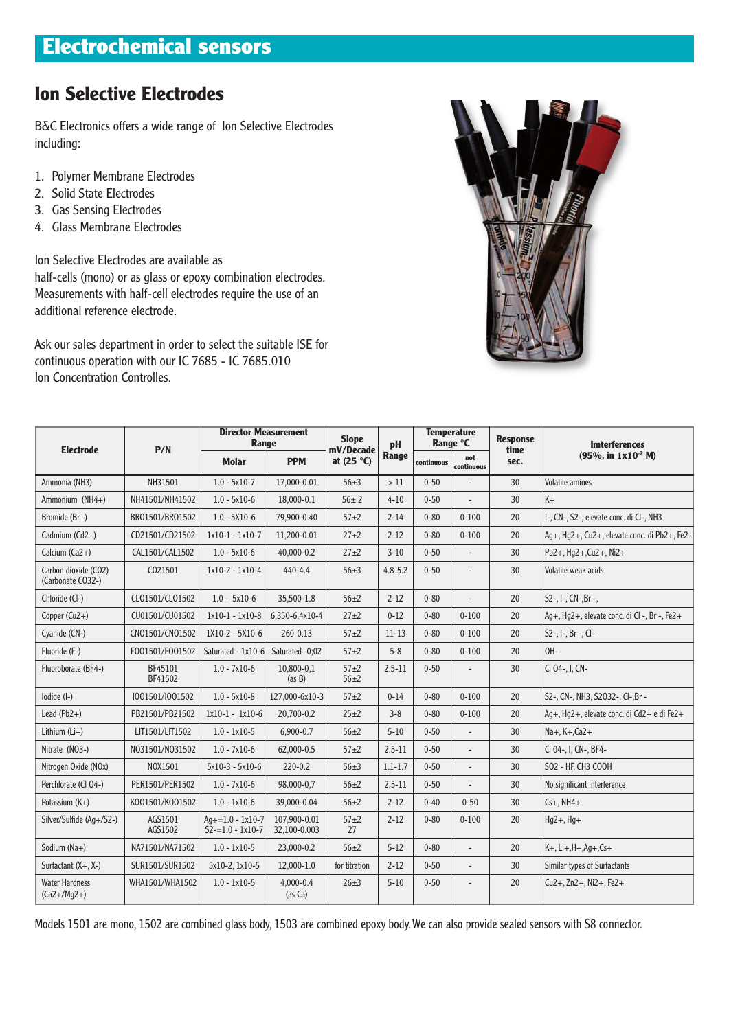# Electrochemical sensors

## Ion Selective Electrodes

B&C Electronics offers a wide range of Ion Selective Electrodes including:

1. Polymer Membrane Electrodes
2. Solid State Electrodes
3. Gas Sensing Electrodes
4. Glass Membrane Electrodes

Ion Selective Electrodes are available as half-cells (mono) or as glass or epoxy combination electrodes. Measurements with half-cell electrodes require the use of an additional reference electrode.

Ask our sales department in order to select the suitable ISE for continuous operation with our IC 7685 - IC 7685.010 Ion Concentration Controlles.

| Electrode | P/N | Director Measurement Range | | Slope mV/Decade at (25 °C) | pH Range | Temperature Range °C | | Response time sec. | Imterferences (95%, in $1x10^{-2}$ M) |
|---|---|---|---|---|---|---|---|---|---|
| | | Molar | PPM | | | continuous | not continuous | | |
| Ammonia (NH3) | NH31501 | 1.0 - 5x10-7 | 17,000-0.01 | 56±3 | > 11 | 0-50 | - | 30 | Volatile amines |
| Ammonium (NH4+) | NH41501/NH41502 | 1.0 - 5x10-6 | 18,000-0.1 | 56± 2 | 4-10 | 0-50 | - | 30 | K+ |
| Bromide (Br -) | BR01501/BR01502 | 1.0 - 5X10-6 | 79,900-0.40 | 57±2 | 2-14 | 0-80 | 0-100 | 20 | I-, CN-, S2-, elevate conc. di Cl-, NH3 |
| Cadmium (Cd2+) | CD21501/CD21502 | 1x10-1 - 1x10-7 | 11,200-0.01 | 27±2 | 2-12 | 0-80 | 0-100 | 20 | Ag+, Hg2+, Cu2+, elevate conc. di Pb2+, Fe2+ |
| Calcium (Ca2+) | CAL1501/CAL1502 | 1.0 - 5x10-6 | 40,000-0.2 | 27±2 | 3-10 | 0-50 | - | 30 | Pb2+, Hg2+,Cu2+, Ni2+ |
| Carbon dioxide (CO2) (Carbonate CO32-) | CO21501 | 1x10-2 - 1x10-4 | 440-4.4 | 56±3 | 4.8-5.2 | 0-50 | - | 30 | Volatile weak acids |
| Chloride (Cl-) | CL01501/CL01502 | 1.0 - 5x10-6 | 35,500-1.8 | 56±2 | 2-12 | 0-80 | - | 20 | S2-, I-, CN-,Br -, |
| Copper (Cu2+) | CU01501/CU01502 | 1x10-1 - 1x10-8 | 6,350-6.4x10-4 | 27±2 | 0-12 | 0-80 | 0-100 | 20 | Ag+, Hg2+, elevate conc. di Cl -, Br -, Fe2+ |
| Cyanide (CN-) | CN01501/CN01502 | 1X10-2 - 5X10-6 | 260-0.13 | 57±2 | 11-13 | 0-80 | 0-100 | 20 | S2-, I-, Br -, Cl- |
| Fluoride (F-) | FO01501/FO01502 | Saturated - 1x10-6 | Saturated -0;02 | 57±2 | 5-8 | 0-80 | 0-100 | 20 | OH- |
| Fluoroborate (BF4-) | BF45101 BF41502 | 1.0 - 7x10-6 | 10,800-0,1 (as B) | 57±2 56±2 | 2.5-11 | 0-50 | - | 30 | Cl 04-, I, CN- |
| Iodide (I-) | IO01501/IO01502 | 1.0 - 5x10-8 | 127,000-6x10-3 | 57±2 | 0-14 | 0-80 | 0-100 | 20 | S2-, CN-, NH3, S2032-, Cl-,Br - |
| Lead (Pb2+) | PB21501/PB21502 | 1x10-1 - 1x10-6 | 20,700-0.2 | 25±2 | 3-8 | 0-80 | 0-100 | 20 | Ag+, Hg2+, elevate conc. di Cd2+ e di Fe2+ |
| Lithium (Li+) | LIT1501/LIT1502 | 1.0 - 1x10-5 | 6,900-0.7 | 56±2 | 5-10 | 0-50 | - | 30 | Na+, K+,Ca2+ |
| Nitrate (NO3-) | NO31501/NO31502 | 1.0 - 7x10-6 | 62,000-0.5 | 57±2 | 2.5-11 | 0-50 | - | 30 | Cl 04-, I, CN-, BF4- |
| Nitrogen Oxide (NOx) | NOX1501 | 5x10-3 - 5x10-6 | 220-0.2 | 56±3 | 1.1-1.7 | 0-50 | - | 30 | SO2 - HF, CH3 COOH |
| Perchlorate (Cl O4-) | PER1501/PER1502 | 1.0 - 7x10-6 | 98.000-0,7 | 56±2 | 2.5-11 | 0-50 | - | 30 | No significant interference |
| Potassium (K+) | KO01501/KO01502 | 1.0 - 1x10-6 | 39,000-0.04 | 56±2 | 2-12 | 0-40 | 0-50 | 30 | Cs+, NH4+ |
| Silver/Sulfide (Ag+/S2-) | AGS1501 AGS1502 | Ag+=1.0 - 1x10-7 S2-=1.0 - 1x10-7 | 107,900-0.01 32,100-0.003 | 57±2 27 | 2-12 | 0-80 | 0-100 | 20 | Hg2+, Hg+ |
| Sodium (Na+) | NA71501/NA71502 | 1.0 - 1x10-5 | 23,000-0.2 | 56±2 | 5-12 | 0-80 | - | 20 | K+, Li+,H+,Ag+,Cs+ |
| Surfactant (X+, X-) | SUR1501/SUR1502 | 5x10-2, 1x10-5 | 12,000-1.0 | for titration | 2-12 | 0-50 | - | 30 | Similar types of Surfactants |
| Water Hardness (Ca2+/Mg2+) | WHA1501/WHA1502 | 1.0 - 1x10-5 | 4,000-0.4 (as Ca) | 26±3 | 5-10 | 0-50 | - | 20 | Cu2+, Zn2+, Ni2+, Fe2+ |

Models 1501 are mono, 1502 are combined glass body, 1503 are combined epoxy body. We can also provide sealed sensors with S8 connector.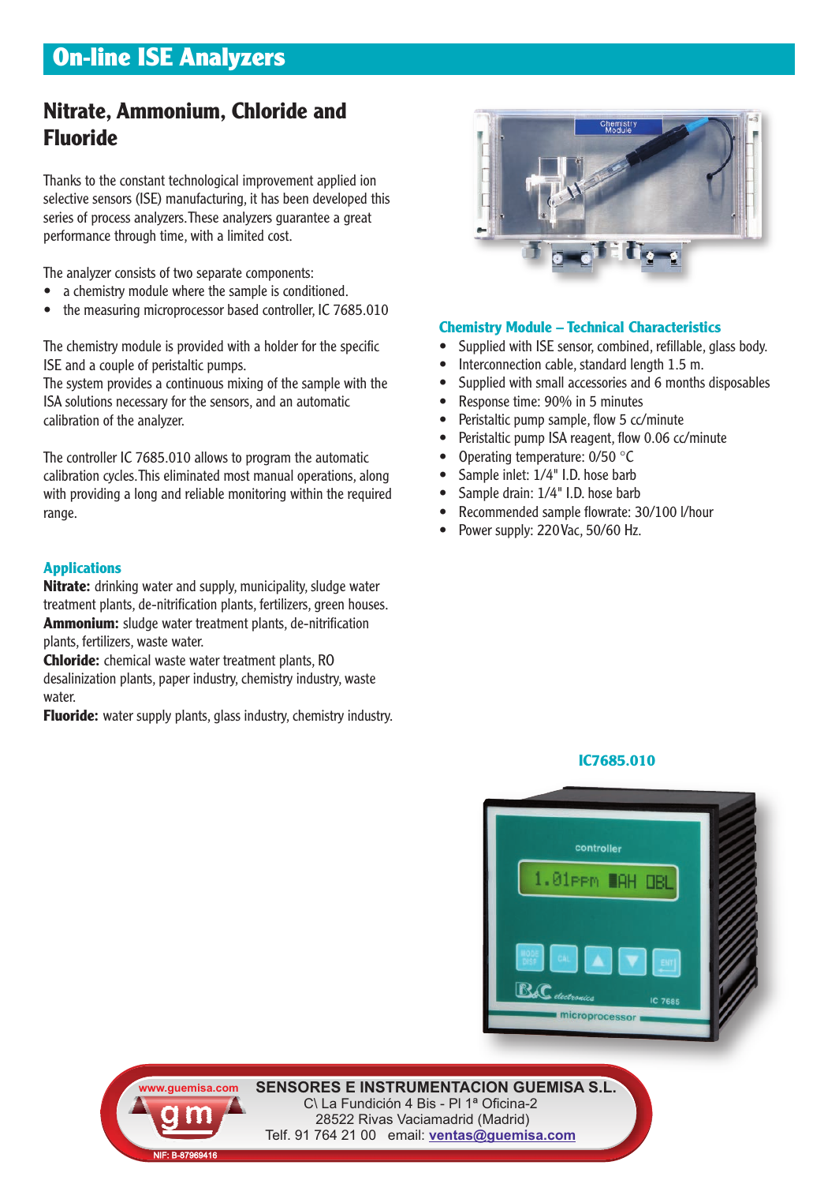# On-line ISE Analyzers

## Nitrate, Ammonium, Chloride and Fluoride

Thanks to the constant technological improvement applied ion selective sensors (ISE) manufacturing, it has been developed this series of process analyzers.These analyzers guarantee a great performance through time, with a limited cost.

The analyzer consists of two separate components:

- a chemistry module where the sample is conditioned.
- the measuring microprocessor based controller, IC 7685.010

The chemistry module is provided with a holder for the specific ISE and a couple of peristaltic pumps.
The system provides a continuous mixing of the sample with the ISA solutions necessary for the sensors, and an automatic calibration of the analyzer.

The controller IC 7685.010 allows to program the automatic calibration cycles.This eliminated most manual operations, along with providing a long and reliable monitoring within the required range.

### Applications

**Nitrate:** drinking water and supply, municipality, sludge water treatment plants, de-nitrification plants, fertilizers, green houses.
**Ammonium:** sludge water treatment plants, de-nitrification plants, fertilizers, waste water.
**Chloride:** chemical waste water treatment plants, RO desalinization plants, paper industry, chemistry industry, waste water.
**Fluoride:** water supply plants, glass industry, chemistry industry.

### Chemistry Module – Technical Characteristics

- Supplied with ISE sensor, combined, refillable, glass body.
- Interconnection cable, standard length 1.5 m.
- Supplied with small accessories and 6 months disposables
- Response time: 90% in 5 minutes
- Peristaltic pump sample, flow 5 cc/minute
- Peristaltic pump ISA reagent, flow 0.06 cc/minute
- Operating temperature: 0/50 °C
- Sample inlet: 1/4" I.D. hose barb
- Sample drain: 1/4" I.D. hose barb
- Recommended sample flowrate: 30/100 l/hour
- Power supply: 220Vac, 50/60 Hz.

**IC7685.010**

www.guemisa.com

SENSORES E INSTRUMENTACION GUEMISA S.L.
C\ La Fundición 4 Bis - Pl 1ª Oficina-2
28522 Rivas Vaciamadrid (Madrid)
Telf. 91 764 21 00 email: ventas@guemisa.com

NIF: B-87969416